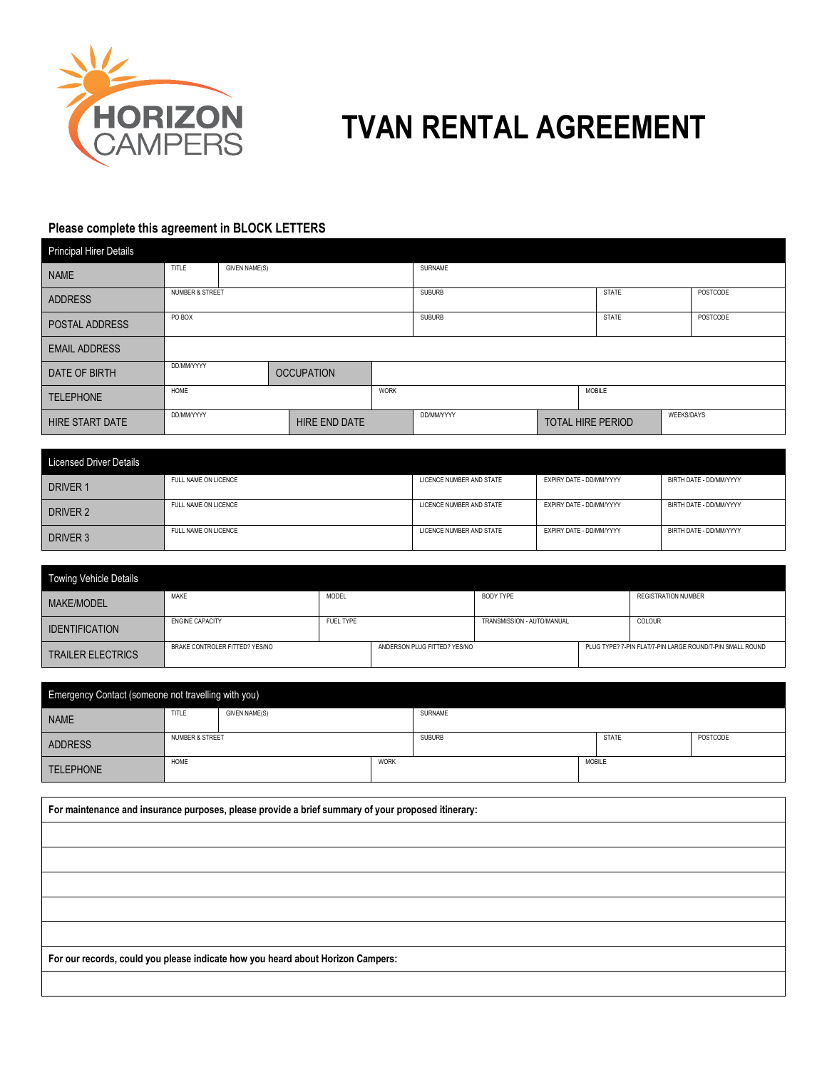HORIZON CAMPERS

# TVAN RENTAL AGREEMENT

**Please complete this agreement in BLOCK LETTERS**

| Principal Hirer Details | | | | | | |
|---|---|---|---|---|---|---|
| NAME | TITLE | GIVEN NAME(S) | SURNAME | | | |
| ADDRESS | NUMBER & STREET | | SUBURB | | STATE | POSTCODE |
| POSTAL ADDRESS | PO BOX | | SUBURB | | STATE | POSTCODE |
| EMAIL ADDRESS | | | | | | |
| DATE OF BIRTH | DD/MM/YYYY | OCCUPATION | | | | |
| TELEPHONE | HOME | | WORK | | MOBILE | |
| HIRE START DATE | DD/MM/YYYY | HIRE END DATE | DD/MM/YYYY | TOTAL HIRE PERIOD | WEEKS/DAYS | |

| Licensed Driver Details | | | | |
|---|---|---|---|---|
| DRIVER 1 | FULL NAME ON LICENCE | LICENCE NUMBER AND STATE | EXPIRY DATE - DD/MM/YYYY | BIRTH DATE - DD/MM/YYYY |
| DRIVER 2 | FULL NAME ON LICENCE | LICENCE NUMBER AND STATE | EXPIRY DATE - DD/MM/YYYY | BIRTH DATE - DD/MM/YYYY |
| DRIVER 3 | FULL NAME ON LICENCE | LICENCE NUMBER AND STATE | EXPIRY DATE - DD/MM/YYYY | BIRTH DATE - DD/MM/YYYY |

| Towing Vehicle Details | | | | |
|---|---|---|---|---|
| MAKE/MODEL | MAKE | MODEL | BODY TYPE | REGISTRATION NUMBER |
| IDENTIFICATION | ENGINE CAPACITY | FUEL TYPE | TRANSMISSION - AUTO/MANUAL | COLOUR |
| TRAILER ELECTRICS | BRAKE CONTROLER FITTED? YES/NO | ANDERSON PLUG FITTED? YES/NO | PLUG TYPE? 7-PIN FLAT/7-PIN LARGE ROUND/7-PIN SMALL ROUND | |

| Emergency Contact (someone not travelling with you) | | | | | |
|---|---|---|---|---|---|
| NAME | TITLE | GIVEN NAME(S) | SURNAME | | |
| ADDRESS | NUMBER & STREET | | SUBURB | STATE | POSTCODE |
| TELEPHONE | HOME | | WORK | MOBILE | |

**For maintenance and insurance purposes, please provide a brief summary of your proposed itinerary:**

**For our records, could you please indicate how you heard about Horizon Campers:**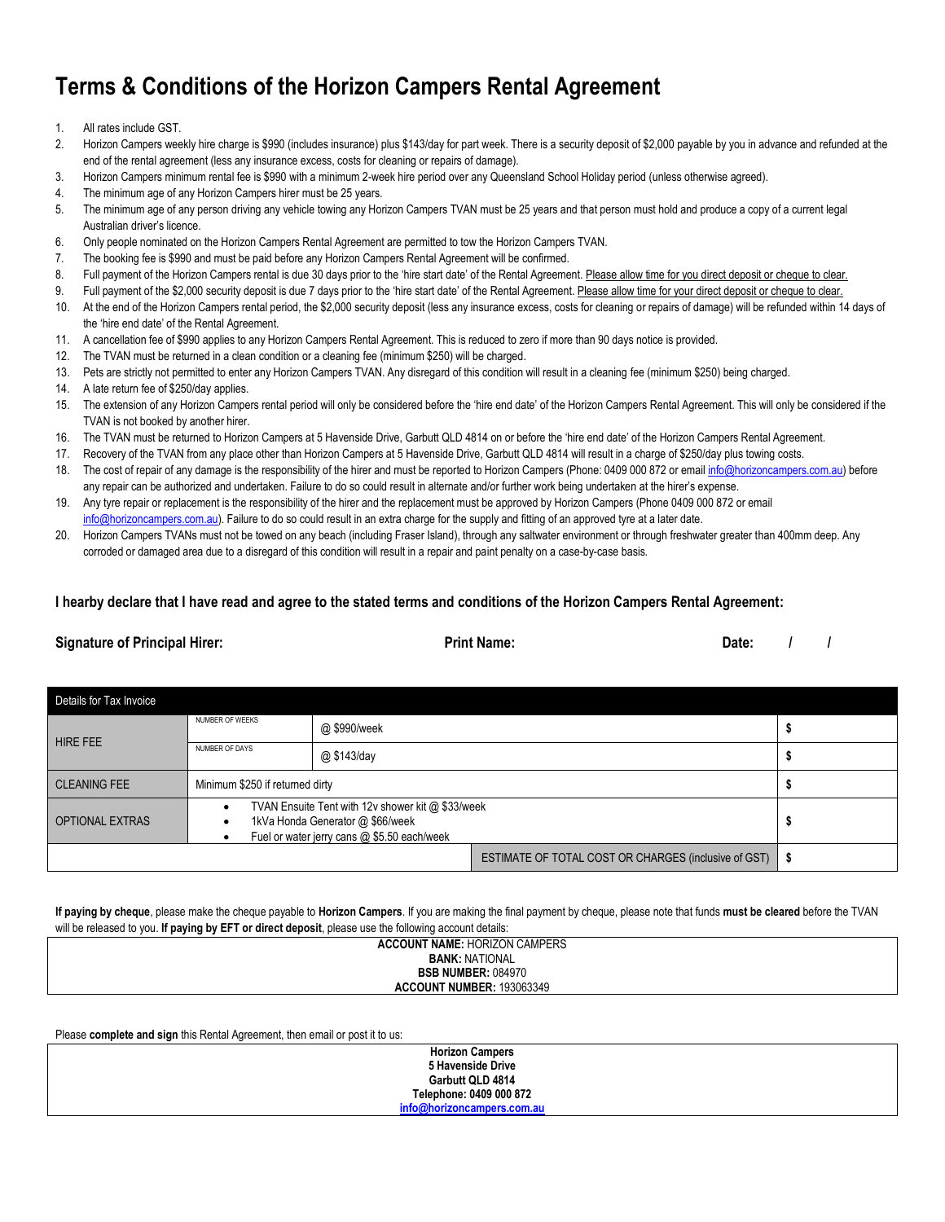# Terms & Conditions of the Horizon Campers Rental Agreement

1. All rates include GST.
2. Horizon Campers weekly hire charge is $990 (includes insurance) plus $143/day for part week. There is a security deposit of $2,000 payable by you in advance and refunded at the end of the rental agreement (less any insurance excess, costs for cleaning or repairs of damage).
3. Horizon Campers minimum rental fee is $990 with a minimum 2-week hire period over any Queensland School Holiday period (unless otherwise agreed).
4. The minimum age of any Horizon Campers hirer must be 25 years.
5. The minimum age of any person driving any vehicle towing any Horizon Campers TVAN must be 25 years and that person must hold and produce a copy of a current legal Australian driver's licence.
6. Only people nominated on the Horizon Campers Rental Agreement are permitted to tow the Horizon Campers TVAN.
7. The booking fee is $990 and must be paid before any Horizon Campers Rental Agreement will be confirmed.
8. Full payment of the Horizon Campers rental is due 30 days prior to the 'hire start date' of the Rental Agreement. Please allow time for you direct deposit or cheque to clear.
9. Full payment of the $2,000 security deposit is due 7 days prior to the 'hire start date' of the Rental Agreement. Please allow time for your direct deposit or cheque to clear.
10. At the end of the Horizon Campers rental period, the $2,000 security deposit (less any insurance excess, costs for cleaning or repairs of damage) will be refunded within 14 days of the 'hire end date' of the Rental Agreement.
11. A cancellation fee of $990 applies to any Horizon Campers Rental Agreement. This is reduced to zero if more than 90 days notice is provided.
12. The TVAN must be returned in a clean condition or a cleaning fee (minimum $250) will be charged.
13. Pets are strictly not permitted to enter any Horizon Campers TVAN. Any disregard of this condition will result in a cleaning fee (minimum $250) being charged.
14. A late return fee of $250/day applies.
15. The extension of any Horizon Campers rental period will only be considered before the 'hire end date' of the Horizon Campers Rental Agreement. This will only be considered if the TVAN is not booked by another hirer.
16. The TVAN must be returned to Horizon Campers at 5 Havenside Drive, Garbutt QLD 4814 on or before the 'hire end date' of the Horizon Campers Rental Agreement.
17. Recovery of the TVAN from any place other than Horizon Campers at 5 Havenside Drive, Garbutt QLD 4814 will result in a charge of $250/day plus towing costs.
18. The cost of repair of any damage is the responsibility of the hirer and must be reported to Horizon Campers (Phone: 0409 000 872 or email info@horizoncampers.com.au) before any repair can be authorized and undertaken. Failure to do so could result in alternate and/or further work being undertaken at the hirer's expense.
19. Any tyre repair or replacement is the responsibility of the hirer and the replacement must be approved by Horizon Campers (Phone 0409 000 872 or email info@horizoncampers.com.au). Failure to do so could result in an extra charge for the supply and fitting of an approved tyre at a later date.
20. Horizon Campers TVANs must not be towed on any beach (including Fraser Island), through any saltwater environment or through freshwater greater than 400mm deep. Any corroded or damaged area due to a disregard of this condition will result in a repair and paint penalty on a case-by-case basis.

**I hearby declare that I have read and agree to the stated terms and conditions of the Horizon Campers Rental Agreement:**

**Signature of Principal Hirer:** **Print Name:** **Date: / /**

| Details for Tax Invoice | | | |
|---|---|---|---|
| HIRE FEE | NUMBER OF WEEKS | @ $990/week | $ |
| | NUMBER OF DAYS | @ $143/day | $ |
| CLEANING FEE | Minimum $250 if returned dirty | | $ |
| OPTIONAL EXTRAS | • TVAN Ensuite Tent with 12v shower kit @ $33/week<br>• 1kVa Honda Generator @ $66/week<br>• Fuel or water jerry cans @ $5.50 each/week | | $ |
| | | ESTIMATE OF TOTAL COST OR CHARGES (inclusive of GST) | $ |

**If paying by cheque**, please make the cheque payable to **Horizon Campers**. If you are making the final payment by cheque, please note that funds **must be cleared** before the TVAN will be released to you. **If paying by EFT or direct deposit**, please use the following account details:

**ACCOUNT NAME:** HORIZON CAMPERS
**BANK:** NATIONAL
**BSB NUMBER:** 084970
**ACCOUNT NUMBER:** 193063349

Please **complete and sign** this Rental Agreement, then email or post it to us:

**Horizon Campers**
**5 Havenside Drive**
**Garbutt QLD 4814**
**Telephone: 0409 000 872**
**info@horizoncampers.com.au**